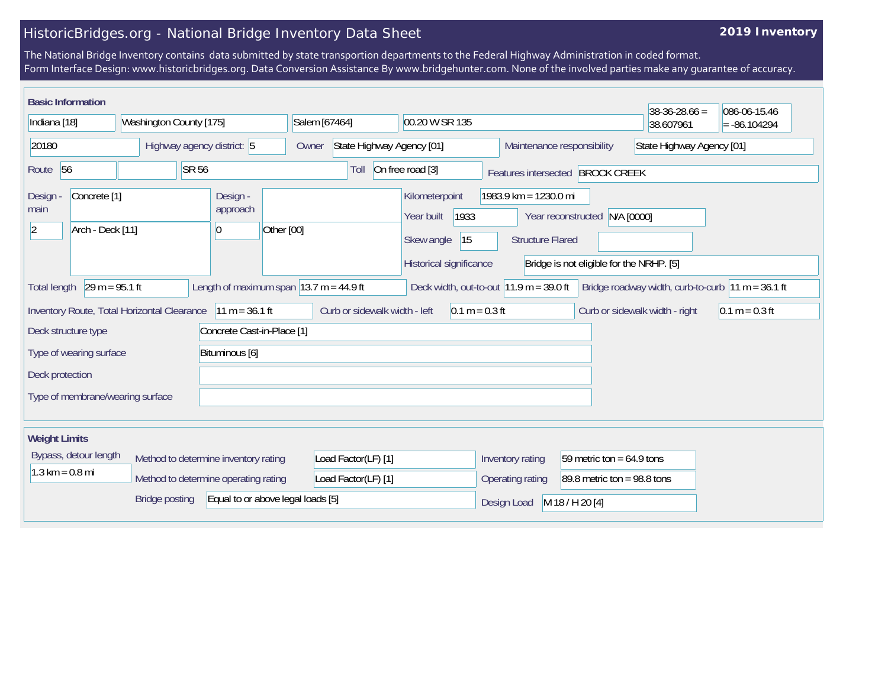# HistoricBridges.org - National Bridge Inventory Data Sheet

**2019 Inventory**

The National Bridge Inventory contains data submitted by state transportion departments to the Federal Highway Administration in coded format.
Form Interface Design: www.historicbridges.org. Data Conversion Assistance By www.bridgehunter.com. None of the involved parties make any guarantee of accuracy.

## Basic Information

| | | | | | |
|---|---|---|---|---|---|
| Indiana [18] | Washington County [175] | Salem [67464] | 00.20 W SR 135 | 38-36-28.66 = 38.607961 | 086-06-15.46 = -86.104294 |

| | |
|---|---|
| 20180 | |
| Highway agency district: | 5 |
| Owner | State Highway Agency [01] |
| Maintenance responsibility | State Highway Agency [01] |
| Route | 56 |
| | SR 56 |
| Toll | On free road [3] |
| Features intersected | BROCK CREEK |
| Design - main | Concrete [1] |
| | 2 — Arch - Deck [11] |
| Design - approach | |
| | 0 — Other [00] |
| Kilometerpoint | 1983.9 km = 1230.0 mi |
| Year built | 1933 |
| Year reconstructed | N/A [0000] |
| Skew angle | 15 |
| Structure Flared | |
| Historical significance | Bridge is not eligible for the NRHP. [5] |
| Total length | 29 m = 95.1 ft |
| Length of maximum span | 13.7 m = 44.9 ft |
| Deck width, out-to-out | 11.9 m = 39.0 ft |
| Bridge roadway width, curb-to-curb | 11 m = 36.1 ft |
| Inventory Route, Total Horizontal Clearance | 11 m = 36.1 ft |
| Curb or sidewalk width - left | 0.1 m = 0.3 ft |
| Curb or sidewalk width - right | 0.1 m = 0.3 ft |
| Deck structure type | Concrete Cast-in-Place [1] |
| Type of wearing surface | Bituminous [6] |
| Deck protection | |
| Type of membrane/wearing surface | |

## Weight Limits

| | |
|---|---|
| Bypass, detour length | 1.3 km = 0.8 mi |
| Method to determine inventory rating | Load Factor(LF) [1] |
| Method to determine operating rating | Load Factor(LF) [1] |
| Bridge posting | Equal to or above legal loads [5] |
| Inventory rating | 59 metric ton = 64.9 tons |
| Operating rating | 89.8 metric ton = 98.8 tons |
| Design Load | M 18 / H 20 [4] |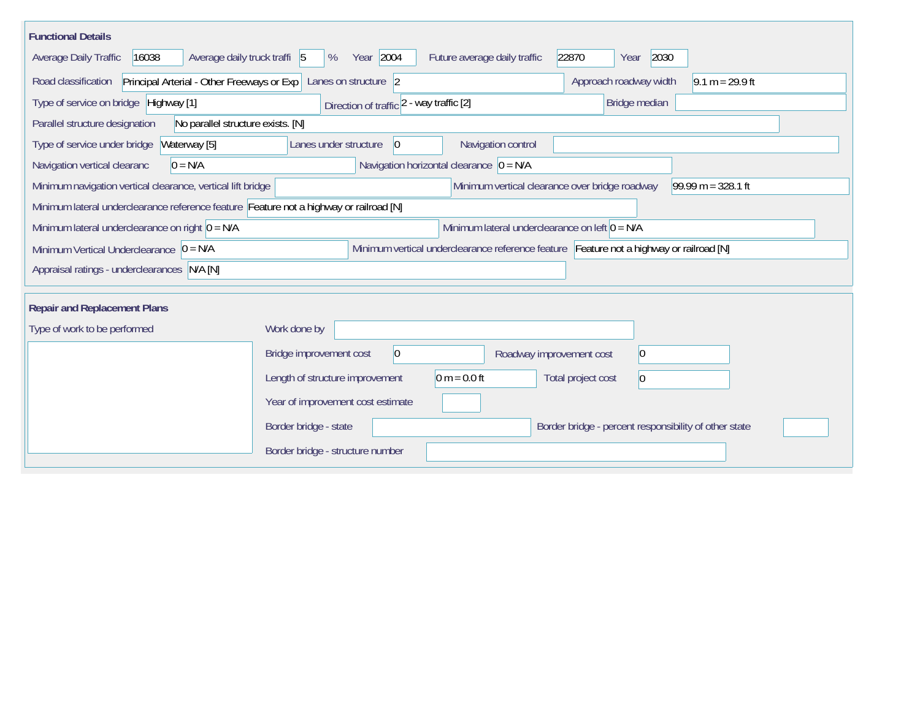## Functional Details

Average Daily Traffic: 16038
Average daily truck traffi: 5 %
Year: 2004
Future average daily traffic: 22870
Year: 2030

Road classification: Principal Arterial - Other Freeways or Exp
Lanes on structure: 2
Approach roadway width: 9.1 m = 29.9 ft

Type of service on bridge: Highway [1]
Direction of traffic: 2 - way traffic [2]
Bridge median:

Parallel structure designation: No parallel structure exists. [N]

Type of service under bridge: Waterway [5]
Lanes under structure: 0
Navigation control:

Navigation vertical clearanc: 0 = N/A
Navigation horizontal clearance: 0 = N/A

Minimum navigation vertical clearance, vertical lift bridge:
Minimum vertical clearance over bridge roadway: 99.99 m = 328.1 ft

Minimum lateral underclearance reference feature: Feature not a highway or railroad [N]

Minimum lateral underclearance on right: 0 = N/A
Minimum lateral underclearance on left: 0 = N/A

Minimum Vertical Underclearance: 0 = N/A
Minimum vertical underclearance reference feature: Feature not a highway or railroad [N]

Appraisal ratings - underclearances: N/A [N]

## Repair and Replacement Plans

Type of work to be performed:

Work done by:

Bridge improvement cost: 0
Roadway improvement cost: 0

Length of structure improvement: 0 m = 0.0 ft
Total project cost: 0

Year of improvement cost estimate:

Border bridge - state:
Border bridge - percent responsibility of other state:

Border bridge - structure number: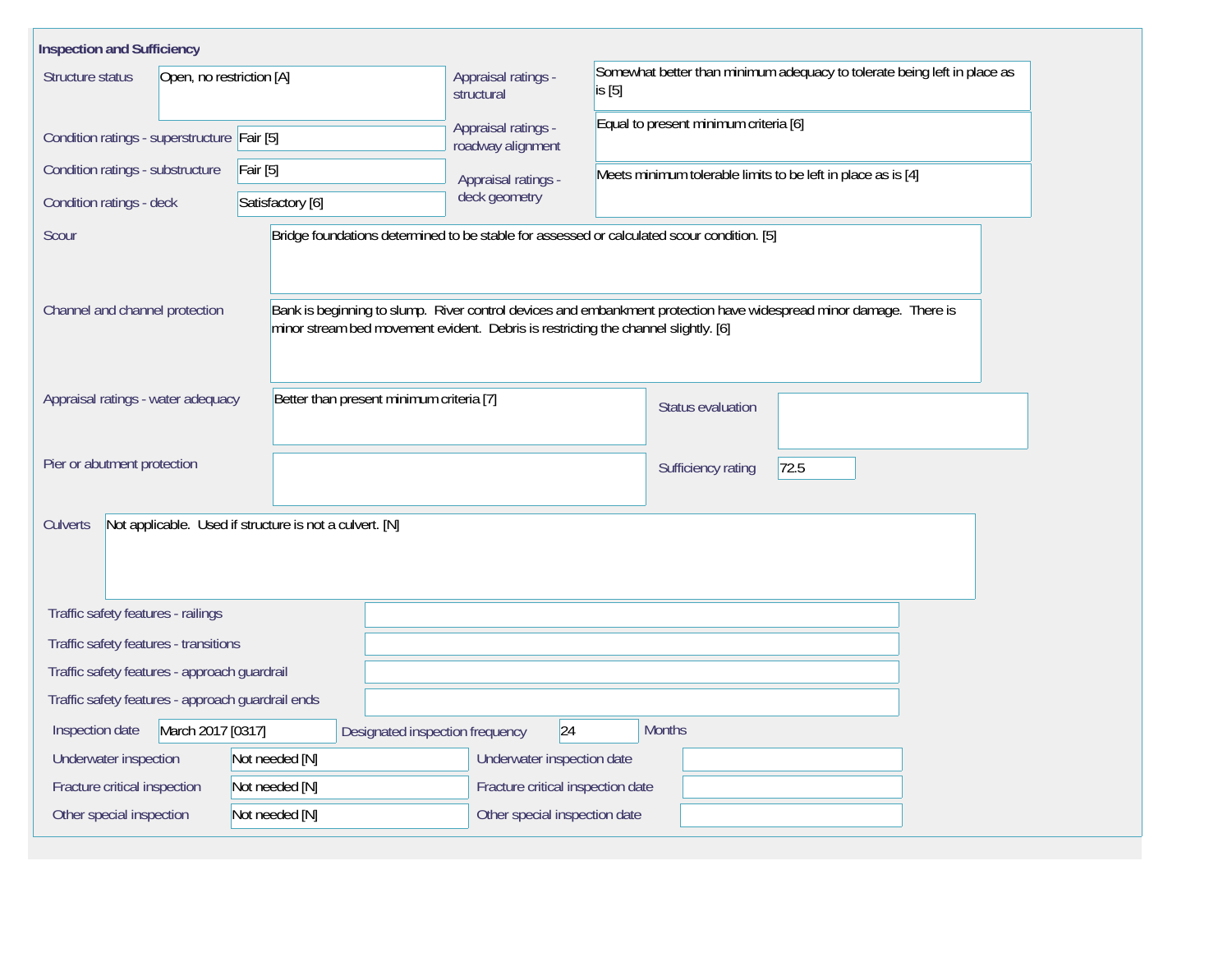## Inspection and Sufficiency

| Field | Value |
| --- | --- |
| Structure status | Open, no restriction [A] |
| Condition ratings - superstructure | Fair [5] |
| Condition ratings - substructure | Fair [5] |
| Condition ratings - deck | Satisfactory [6] |
| Appraisal ratings - structural | Somewhat better than minimum adequacy to tolerate being left in place as is [5] |
| Appraisal ratings - roadway alignment | Equal to present minimum criteria [6] |
| Appraisal ratings - deck geometry | Meets minimum tolerable limits to be left in place as is [4] |
| Scour | Bridge foundations determined to be stable for assessed or calculated scour condition. [5] |
| Channel and channel protection | Bank is beginning to slump. River control devices and embankment protection have widespread minor damage. There is minor stream bed movement evident. Debris is restricting the channel slightly. [6] |
| Appraisal ratings - water adequacy | Better than present minimum criteria [7] |
| Status evaluation | |
| Pier or abutment protection | |
| Sufficiency rating | 72.5 |
| Culverts | Not applicable. Used if structure is not a culvert. [N] |
| Traffic safety features - railings | |
| Traffic safety features - transitions | |
| Traffic safety features - approach guardrail | |
| Traffic safety features - approach guardrail ends | |
| Inspection date | March 2017 [0317] |
| Designated inspection frequency | 24 Months |
| Underwater inspection | Not needed [N] |
| Underwater inspection date | |
| Fracture critical inspection | Not needed [N] |
| Fracture critical inspection date | |
| Other special inspection | Not needed [N] |
| Other special inspection date | |